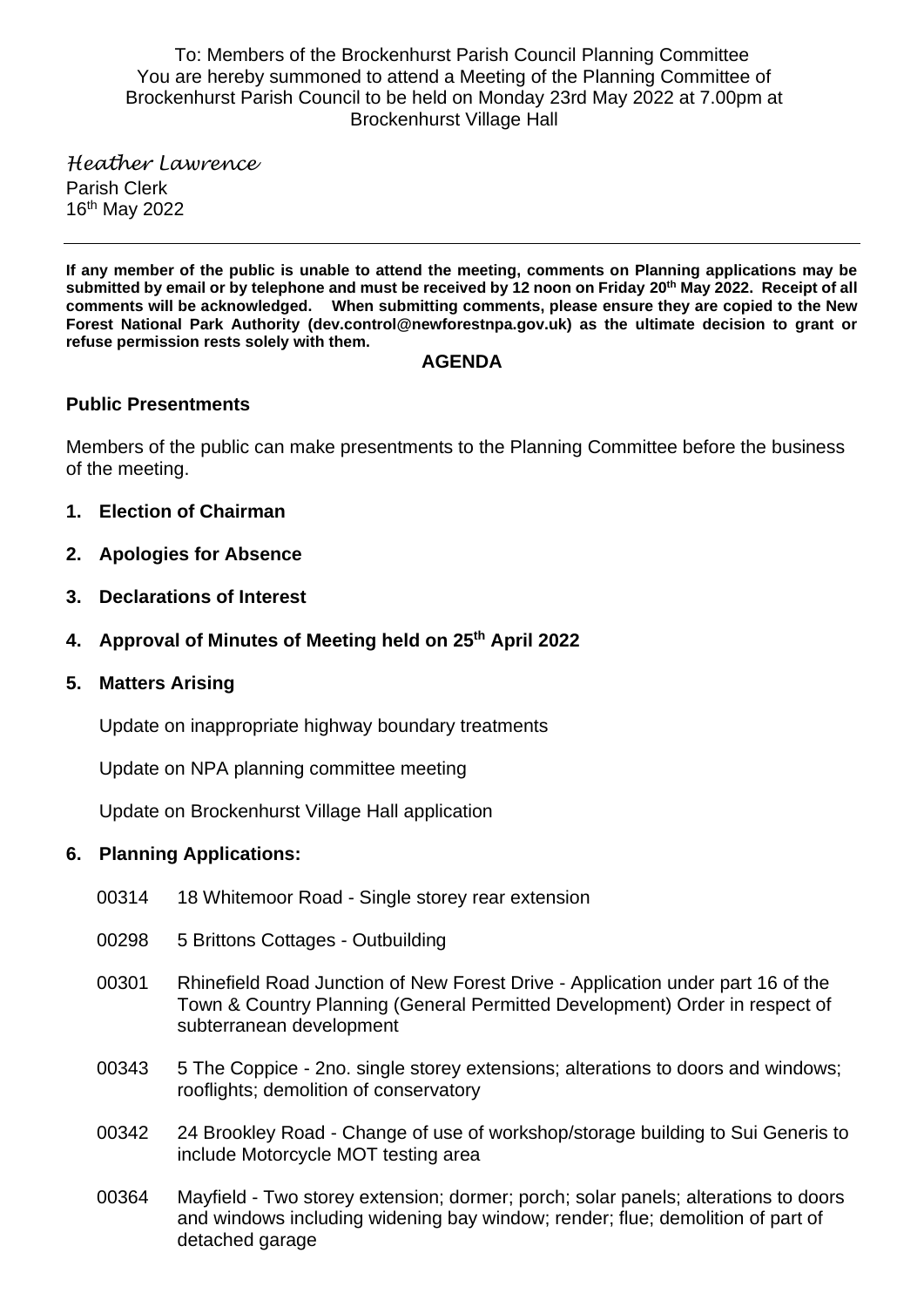To: Members of the Brockenhurst Parish Council Planning Committee
You are hereby summoned to attend a Meeting of the Planning Committee of Brockenhurst Parish Council to be held on Monday 23rd May 2022 at 7.00pm at Brockenhurst Village Hall

*Heather Lawrence*
Parish Clerk
16th May 2022

---

**If any member of the public is unable to attend the meeting, comments on Planning applications may be submitted by email or by telephone and must be received by 12 noon on Friday 20th May 2022. Receipt of all comments will be acknowledged. When submitting comments, please ensure they are copied to the New Forest National Park Authority (dev.control@newforestnpa.gov.uk) as the ultimate decision to grant or refuse permission rests solely with them.**

## AGENDA

### Public Presentments

Members of the public can make presentments to the Planning Committee before the business of the meeting.

1. **Election of Chairman**
2. **Apologies for Absence**
3. **Declarations of Interest**
4. **Approval of Minutes of Meeting held on 25th April 2022**
5. **Matters Arising**

   Update on inappropriate highway boundary treatments

   Update on NPA planning committee meeting

   Update on Brockenhurst Village Hall application

6. **Planning Applications:**

   00314 18 Whitemoor Road - Single storey rear extension

   00298 5 Brittons Cottages - Outbuilding

   00301 Rhinefield Road Junction of New Forest Drive - Application under part 16 of the Town & Country Planning (General Permitted Development) Order in respect of subterranean development

   00343 5 The Coppice - 2no. single storey extensions; alterations to doors and windows; rooflights; demolition of conservatory

   00342 24 Brookley Road - Change of use of workshop/storage building to Sui Generis to include Motorcycle MOT testing area

   00364 Mayfield - Two storey extension; dormer; porch; solar panels; alterations to doors and windows including widening bay window; render; flue; demolition of part of detached garage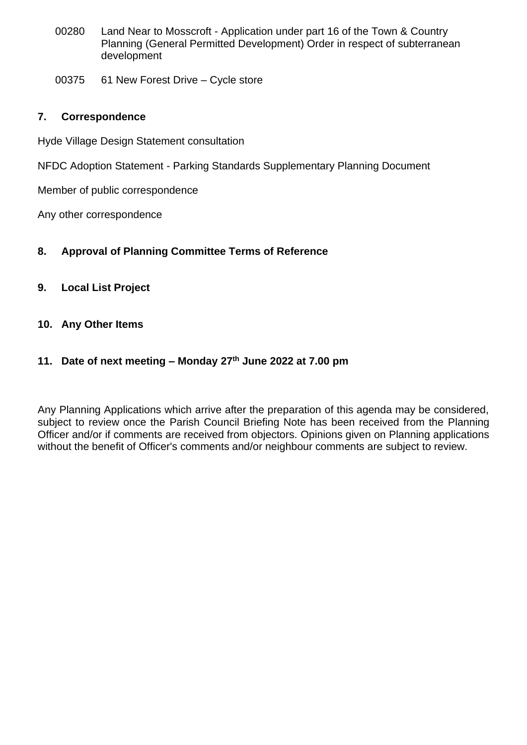00280 Land Near to Mosscroft - Application under part 16 of the Town & Country Planning (General Permitted Development) Order in respect of subterranean development

00375 61 New Forest Drive – Cycle store

## 7. Correspondence

Hyde Village Design Statement consultation

NFDC Adoption Statement - Parking Standards Supplementary Planning Document

Member of public correspondence

Any other correspondence

## 8. Approval of Planning Committee Terms of Reference

## 9. Local List Project

## 10. Any Other Items

## 11. Date of next meeting – Monday 27th June 2022 at 7.00 pm

Any Planning Applications which arrive after the preparation of this agenda may be considered, subject to review once the Parish Council Briefing Note has been received from the Planning Officer and/or if comments are received from objectors. Opinions given on Planning applications without the benefit of Officer's comments and/or neighbour comments are subject to review.